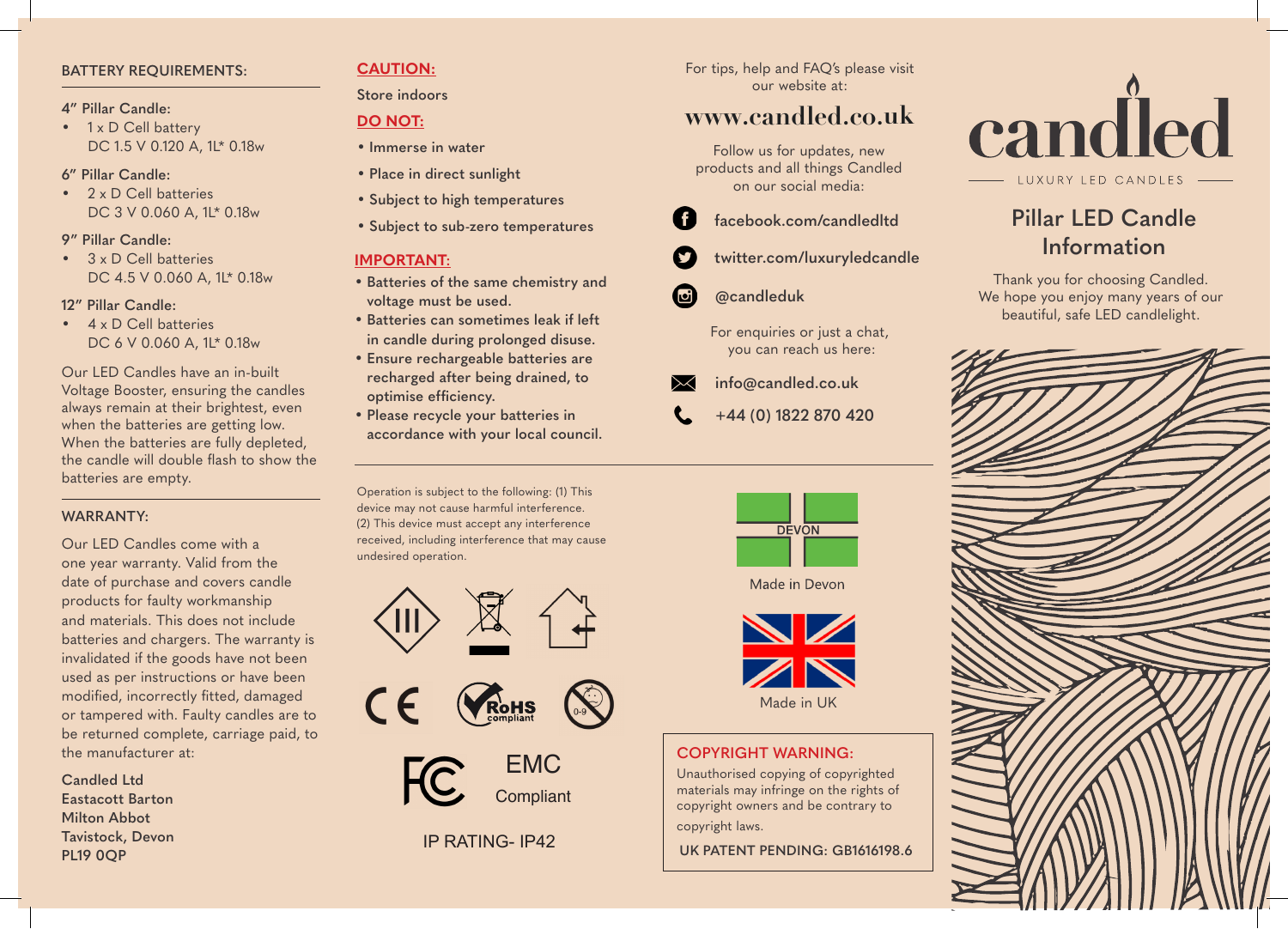## BATTERY REQUIREMENTS:

**4" Pillar Candle:**

- 1 x D Cell battery
  DC 1.5 V 0.120 A, 1L* 0.18w

**6" Pillar Candle:**

- 2 x D Cell batteries
  DC 3 V 0.060 A, 1L* 0.18w

**9" Pillar Candle:**

- 3 x D Cell batteries
  DC 4.5 V 0.060 A, 1L* 0.18w

**12" Pillar Candle:**

- 4 x D Cell batteries
  DC 6 V 0.060 A, 1L* 0.18w

Our LED Candles have an in-built Voltage Booster, ensuring the candles always remain at their brightest, even when the batteries are getting low. When the batteries are fully depleted, the candle will double flash to show the batteries are empty.

## WARRANTY:

Our LED Candles come with a one year warranty. Valid from the date of purchase and covers candle products for faulty workmanship and materials. This does not include batteries and chargers. The warranty is invalidated if the goods have not been used as per instructions or have been modified, incorrectly fitted, damaged or tampered with. Faulty candles are to be returned complete, carriage paid, to the manufacturer at:

**Candled Ltd**
**Eastacott Barton**
**Milton Abbot**
**Tavistock, Devon**
**PL19 0QP**

## CAUTION:

Store indoors

## DO NOT:

- Immerse in water
- Place in direct sunlight
- Subject to high temperatures
- Subject to sub-zero temperatures

## IMPORTANT:

- Batteries of the same chemistry and voltage must be used.
- Batteries can sometimes leak if left in candle during prolonged disuse.
- Ensure rechargeable batteries are recharged after being drained, to optimise efficiency.
- Please recycle your batteries in accordance with your local council.

Operation is subject to the following: (1) This device may not cause harmful interference. (2) This device must accept any interference received, including interference that may cause undesired operation.

RoHS compliant

0-9

EMC
Compliant

IP RATING- IP42

For tips, help and FAQ's please visit our website at:

**www.candled.co.uk**

Follow us for updates, new products and all things Candled on our social media:

facebook.com/candledltd

twitter.com/luxuryledcandle

@candleduk

For enquiries or just a chat, you can reach us here:

info@candled.co.uk

+44 (0) 1822 870 420

DEVON

Made in Devon

Made in UK

## COPYRIGHT WARNING:

Unauthorised copying of copyrighted materials may infringe on the rights of copyright owners and be contrary to copyright laws.

UK PATENT PENDING: GB1616198.6

# candled

LUXURY LED CANDLES

## Pillar LED Candle Information

Thank you for choosing Candled. We hope you enjoy many years of our beautiful, safe LED candlelight.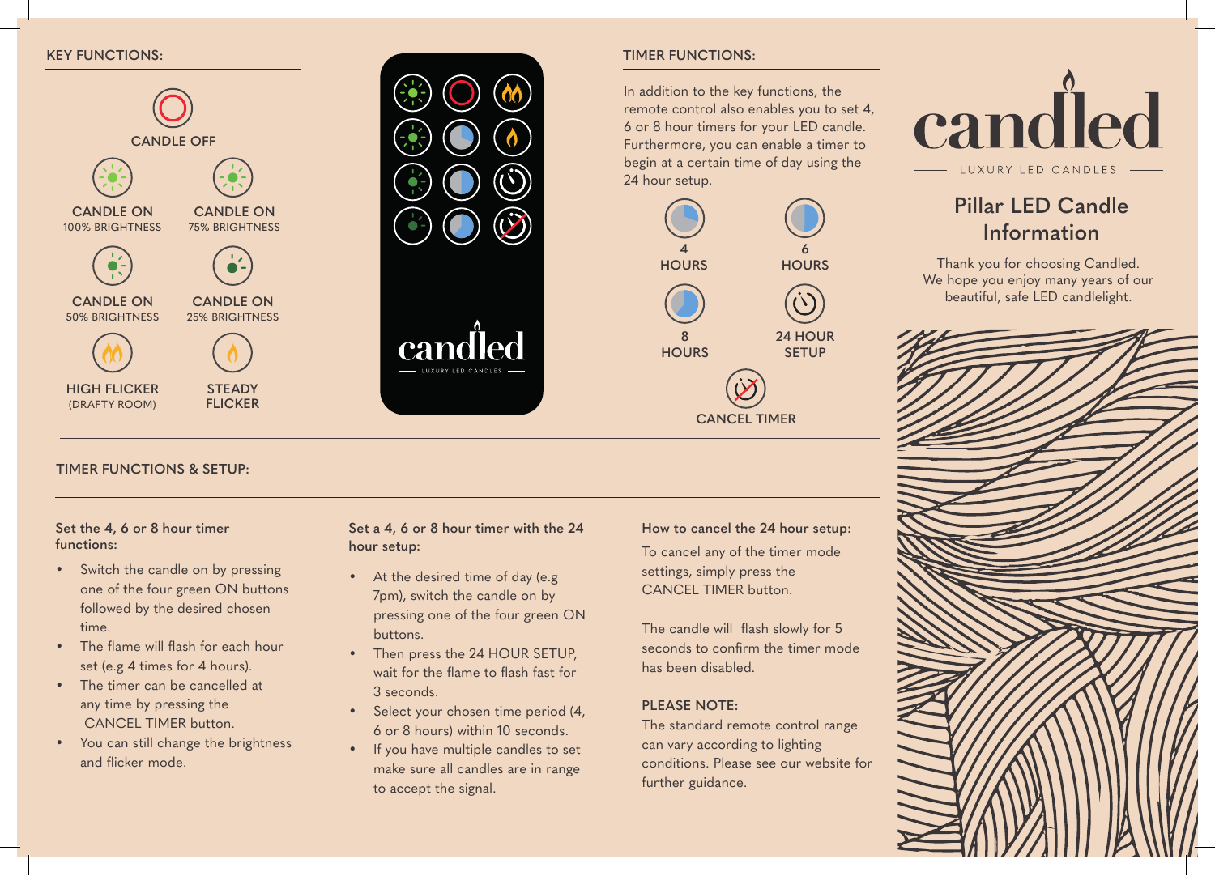## KEY FUNCTIONS:

CANDLE OFF

CANDLE ON
100% BRIGHTNESS

CANDLE ON
75% BRIGHTNESS

CANDLE ON
50% BRIGHTNESS

CANDLE ON
25% BRIGHTNESS

HIGH FLICKER
(DRAFTY ROOM)

STEADY
FLICKER

candled
LUXURY LED CANDLES

## TIMER FUNCTIONS:

In addition to the key functions, the remote control also enables you to set 4, 6 or 8 hour timers for your LED candle. Furthermore, you can enable a timer to begin at a certain time of day using the 24 hour setup.

4
HOURS

6
HOURS

8
HOURS

24 HOUR
SETUP

CANCEL TIMER

# candled

LUXURY LED CANDLES

## Pillar LED Candle Information

Thank you for choosing Candled. We hope you enjoy many years of our beautiful, safe LED candlelight.

## TIMER FUNCTIONS & SETUP:

**Set the 4, 6 or 8 hour timer functions:**

- Switch the candle on by pressing one of the four green ON buttons followed by the desired chosen time.
- The flame will flash for each hour set (e.g 4 times for 4 hours).
- The timer can be cancelled at any time by pressing the CANCEL TIMER button.
- You can still change the brightness and flicker mode.

**Set a 4, 6 or 8 hour timer with the 24 hour setup:**

- At the desired time of day (e.g 7pm), switch the candle on by pressing one of the four green ON buttons.
- Then press the 24 HOUR SETUP, wait for the flame to flash fast for 3 seconds.
- Select your chosen time period (4, 6 or 8 hours) within 10 seconds.
- If you have multiple candles to set make sure all candles are in range to accept the signal.

**How to cancel the 24 hour setup:**

To cancel any of the timer mode settings, simply press the CANCEL TIMER button.

The candle will flash slowly for 5 seconds to confirm the timer mode has been disabled.

**PLEASE NOTE:**

The standard remote control range can vary according to lighting conditions. Please see our website for further guidance.